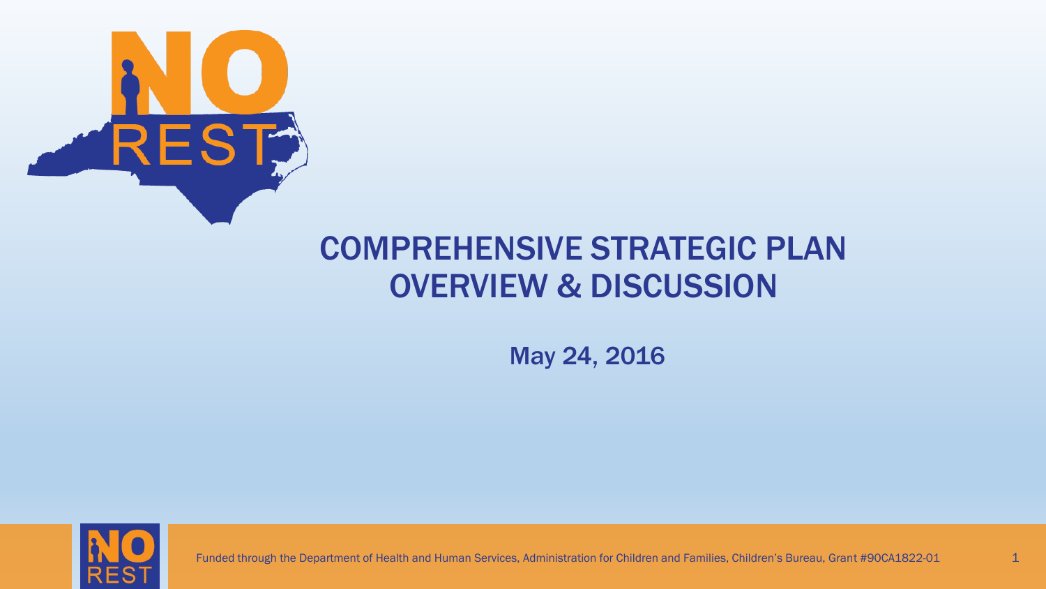# COMPREHENSIVE STRATEGIC PLAN OVERVIEW & DISCUSSION

May 24, 2016

Funded through the Department of Health and Human Services, Administration for Children and Families, Children's Bureau, Grant #90CA1822-01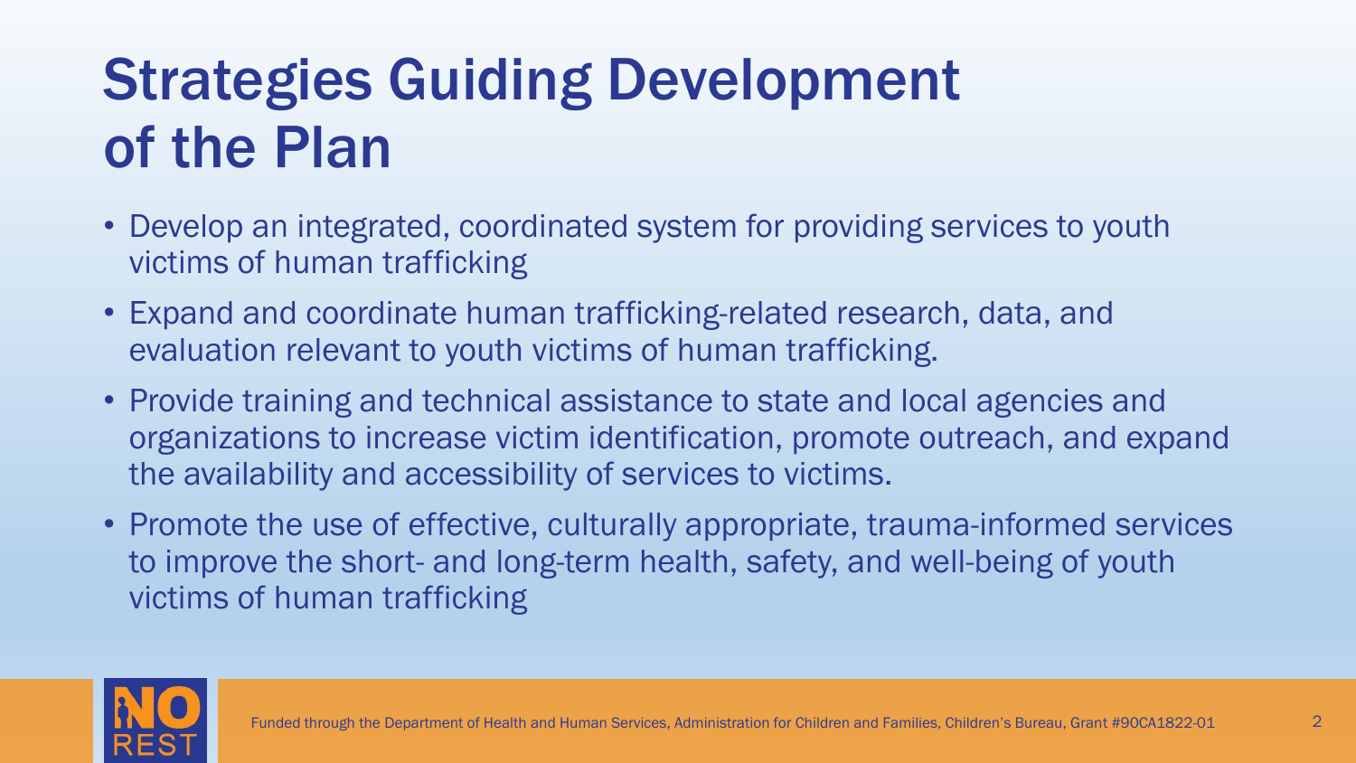# Strategies Guiding Development of the Plan

- Develop an integrated, coordinated system for providing services to youth victims of human trafficking
- Expand and coordinate human trafficking-related research, data, and evaluation relevant to youth victims of human trafficking.
- Provide training and technical assistance to state and local agencies and organizations to increase victim identification, promote outreach, and expand the availability and accessibility of services to victims.
- Promote the use of effective, culturally appropriate, trauma-informed services to improve the short- and long-term health, safety, and well-being of youth victims of human trafficking

Funded through the Department of Health and Human Services, Administration for Children and Families, Children's Bureau, Grant #90CA1822-01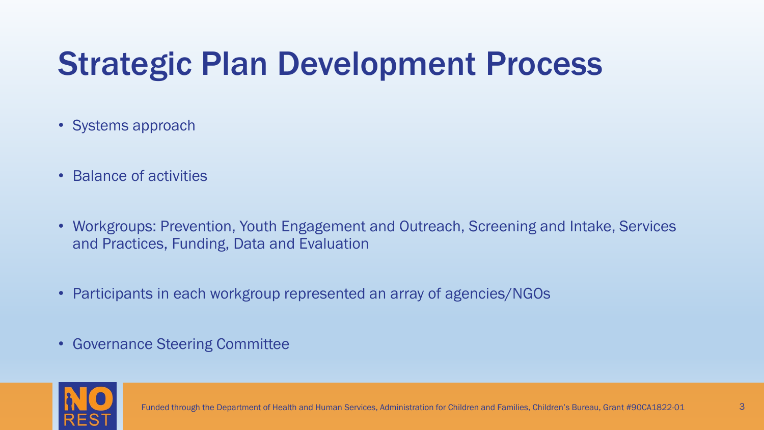# Strategic Plan Development Process

- Systems approach
- Balance of activities
- Workgroups: Prevention, Youth Engagement and Outreach, Screening and Intake, Services and Practices, Funding, Data and Evaluation
- Participants in each workgroup represented an array of agencies/NGOs
- Governance Steering Committee

Funded through the Department of Health and Human Services, Administration for Children and Families, Children's Bureau, Grant #90CA1822-01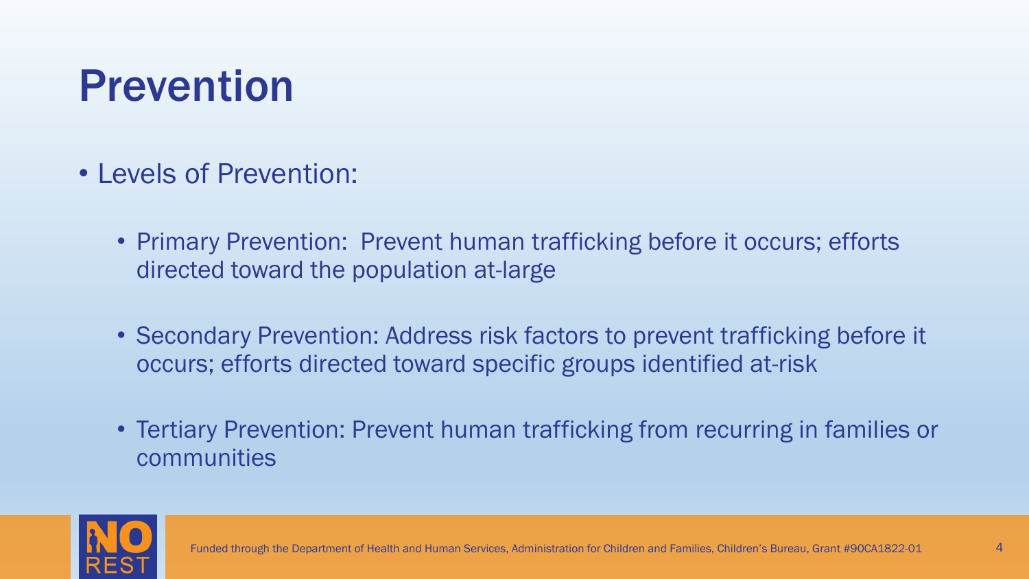# Prevention

- Levels of Prevention:
  - Primary Prevention: Prevent human trafficking before it occurs; efforts directed toward the population at-large
  - Secondary Prevention: Address risk factors to prevent trafficking before it occurs; efforts directed toward specific groups identified at-risk
  - Tertiary Prevention: Prevent human trafficking from recurring in families or communities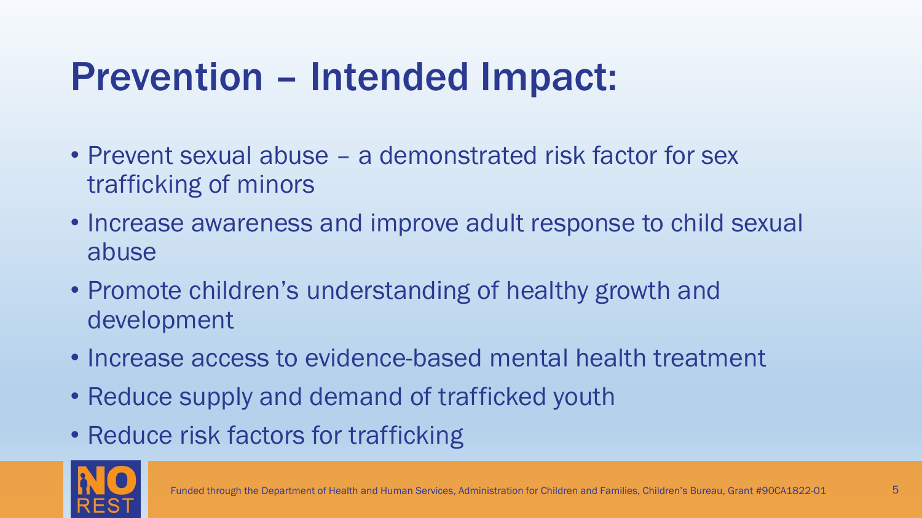# Prevention – Intended Impact:

- Prevent sexual abuse – a demonstrated risk factor for sex trafficking of minors
- Increase awareness and improve adult response to child sexual abuse
- Promote children's understanding of healthy growth and development
- Increase access to evidence-based mental health treatment
- Reduce supply and demand of trafficked youth
- Reduce risk factors for trafficking

Funded through the Department of Health and Human Services, Administration for Children and Families, Children's Bureau, Grant #90CA1822-01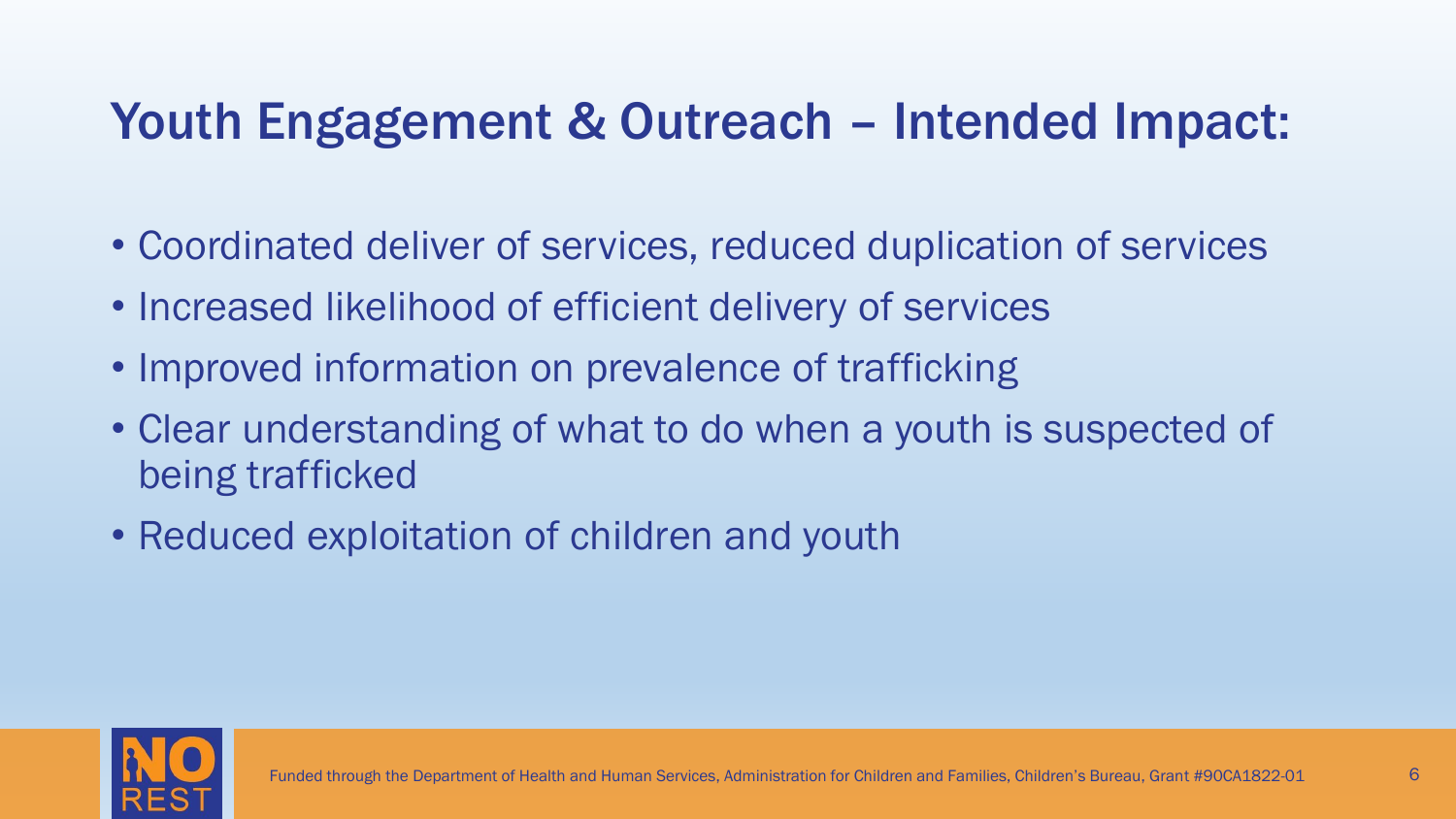# Youth Engagement & Outreach – Intended Impact:

- Coordinated deliver of services, reduced duplication of services
- Increased likelihood of efficient delivery of services
- Improved information on prevalence of trafficking
- Clear understanding of what to do when a youth is suspected of being trafficked
- Reduced exploitation of children and youth

Funded through the Department of Health and Human Services, Administration for Children and Families, Children's Bureau, Grant #90CA1822-01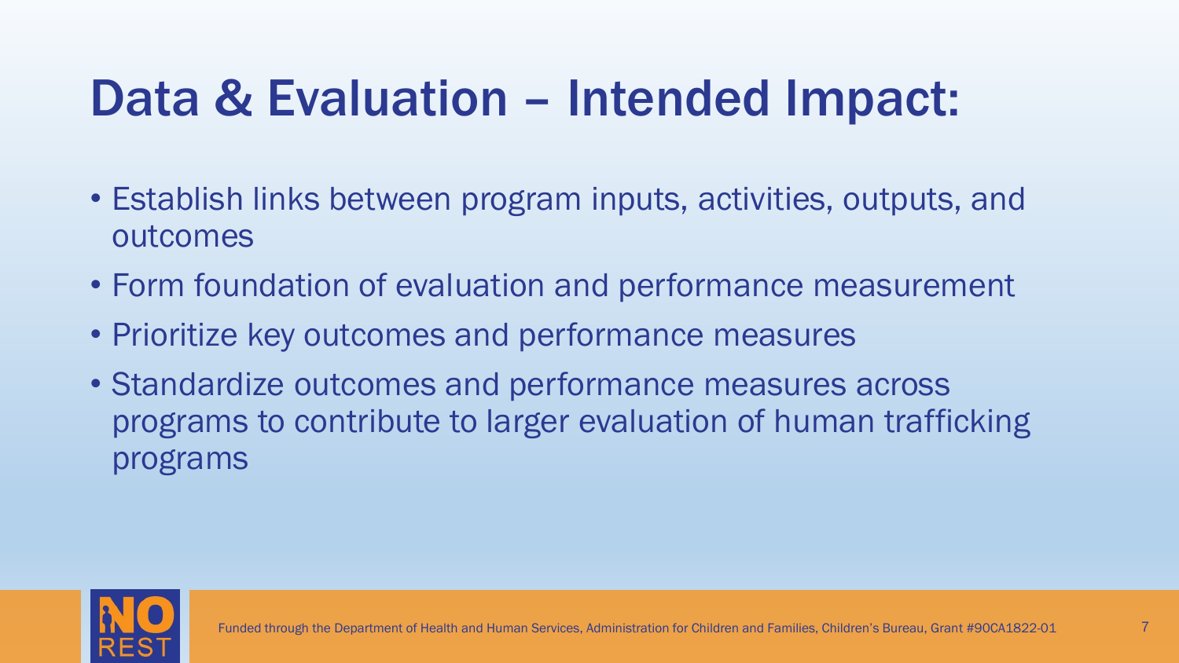# Data & Evaluation – Intended Impact:

- Establish links between program inputs, activities, outputs, and outcomes
- Form foundation of evaluation and performance measurement
- Prioritize key outcomes and performance measures
- Standardize outcomes and performance measures across programs to contribute to larger evaluation of human trafficking programs

Funded through the Department of Health and Human Services, Administration for Children and Families, Children's Bureau, Grant #90CA1822-01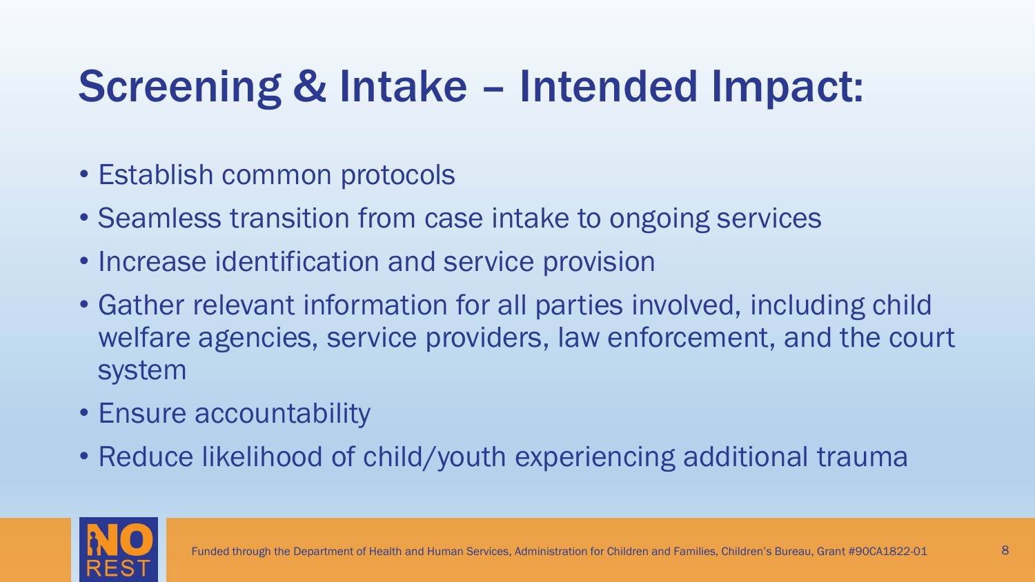# Screening & Intake – Intended Impact:

- Establish common protocols
- Seamless transition from case intake to ongoing services
- Increase identification and service provision
- Gather relevant information for all parties involved, including child welfare agencies, service providers, law enforcement, and the court system
- Ensure accountability
- Reduce likelihood of child/youth experiencing additional trauma

Funded through the Department of Health and Human Services, Administration for Children and Families, Children's Bureau, Grant #90CA1822-01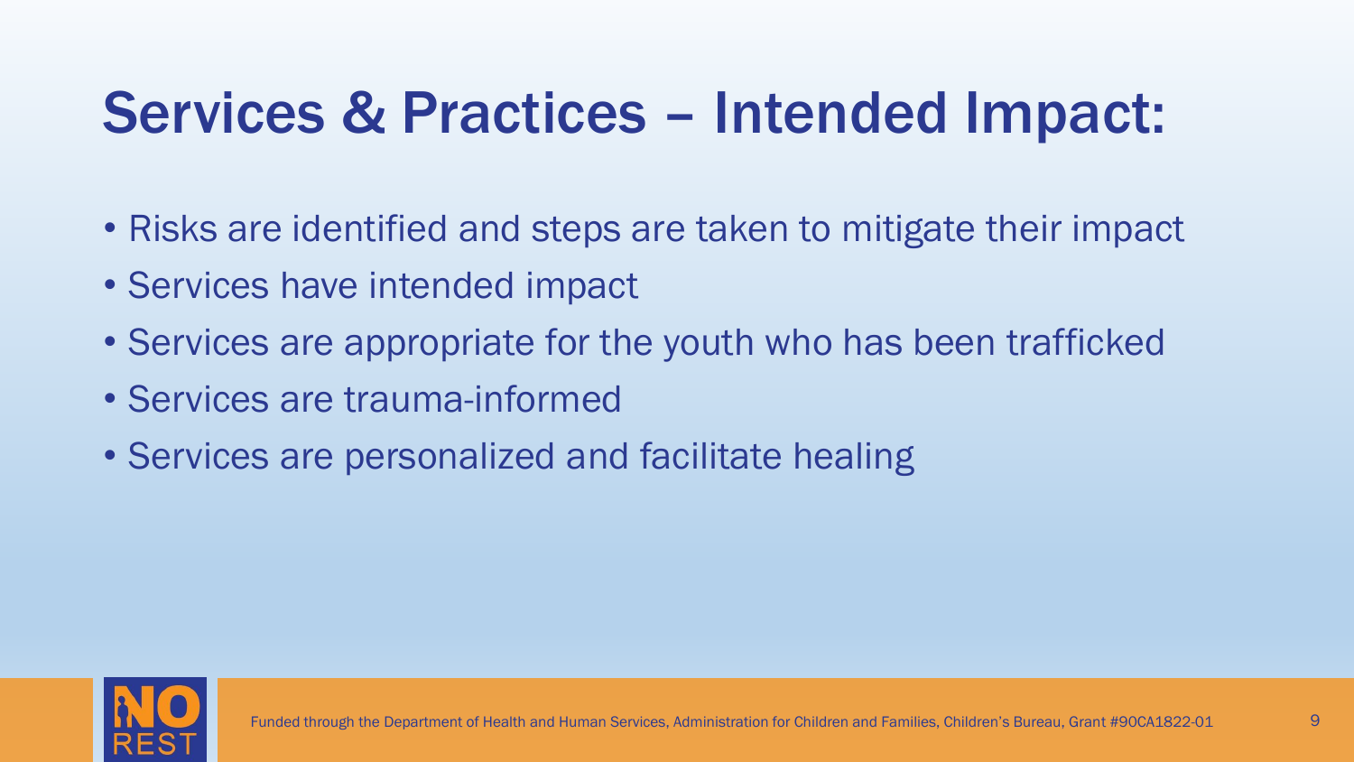# Services & Practices – Intended Impact:

- Risks are identified and steps are taken to mitigate their impact
- Services have intended impact
- Services are appropriate for the youth who has been trafficked
- Services are trauma-informed
- Services are personalized and facilitate healing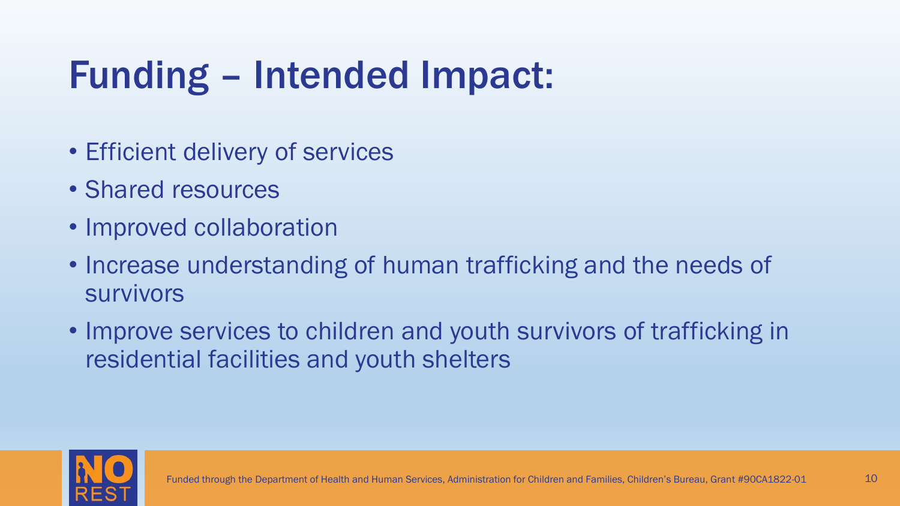# Funding – Intended Impact:

- Efficient delivery of services
- Shared resources
- Improved collaboration
- Increase understanding of human trafficking and the needs of survivors
- Improve services to children and youth survivors of trafficking in residential facilities and youth shelters

Funded through the Department of Health and Human Services, Administration for Children and Families, Children's Bureau, Grant #90CA1822-01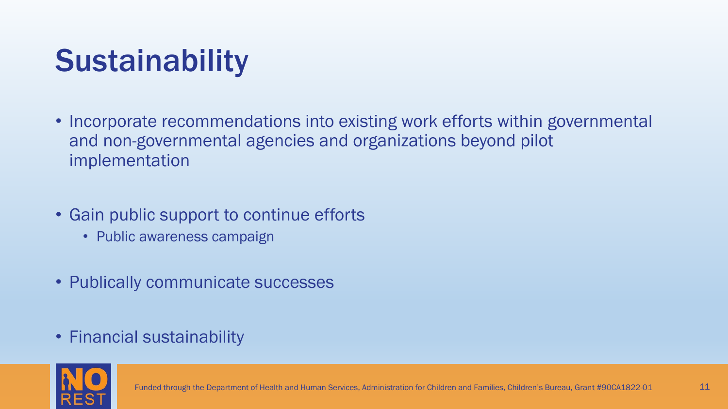# Sustainability

- Incorporate recommendations into existing work efforts within governmental and non-governmental agencies and organizations beyond pilot implementation
- Gain public support to continue efforts
  - Public awareness campaign
- Publically communicate successes
- Financial sustainability

Funded through the Department of Health and Human Services, Administration for Children and Families, Children's Bureau, Grant #90CA1822-01